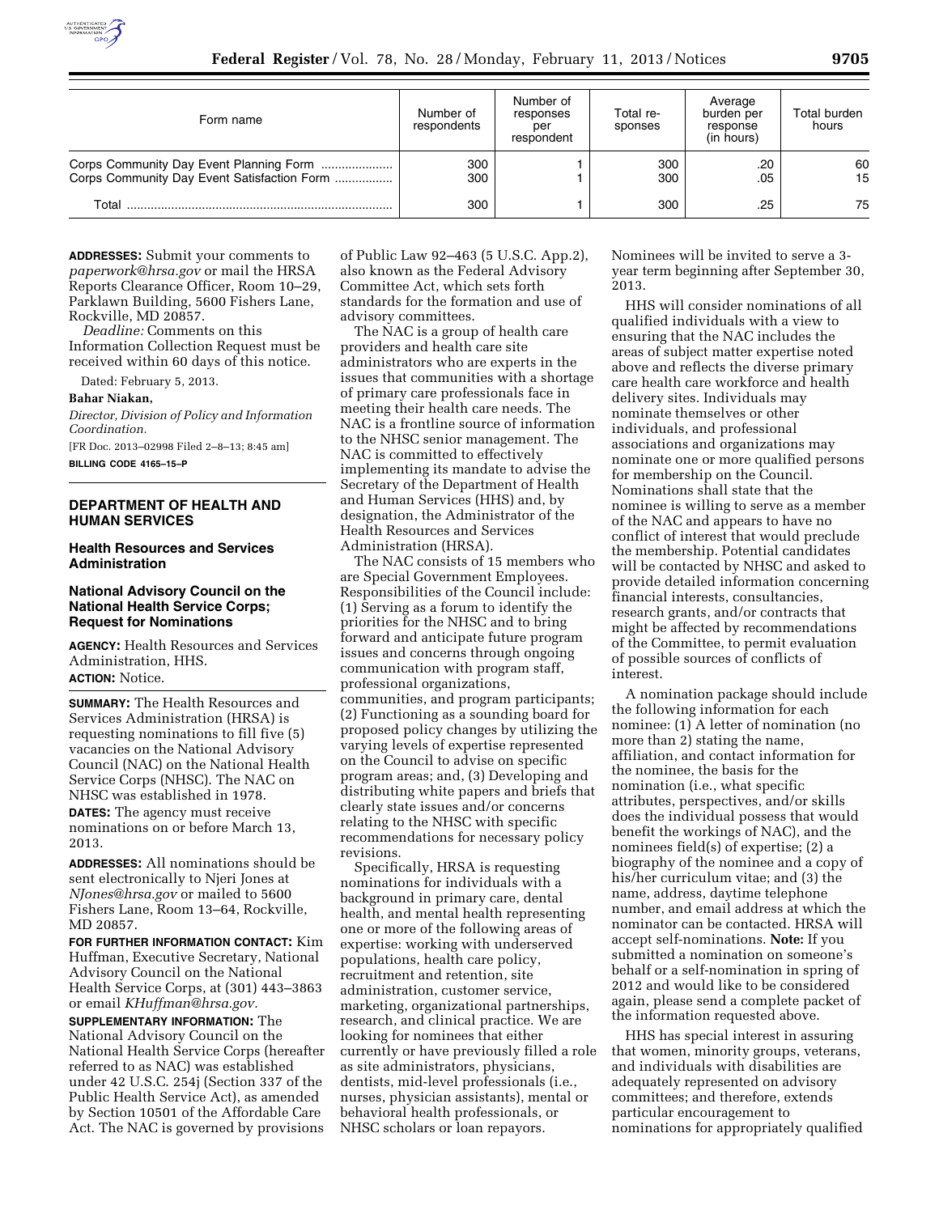| Form name | Number of respondents | Number of responses per respondent | Total responses | Average burden per response (in hours) | Total burden hours |
|---|---|---|---|---|---|
| Corps Community Day Event Planning Form | 300 | 1 | 300 | .20 | 60 |
| Corps Community Day Event Satisfaction Form | 300 | 1 | 300 | .05 | 15 |
| Total | 300 | 1 | 300 | .25 | 75 |

**ADDRESSES:** Submit your comments to *paperwork@hrsa.gov* or mail the HRSA Reports Clearance Officer, Room 10–29, Parklawn Building, 5600 Fishers Lane, Rockville, MD 20857.

*Deadline:* Comments on this Information Collection Request must be received within 60 days of this notice.

Dated: February 5, 2013.

**Bahar Niakan,**

*Director, Division of Policy and Information Coordination.*

[FR Doc. 2013–02998 Filed 2–8–13; 8:45 am]

**BILLING CODE 4165–15–P**

## DEPARTMENT OF HEALTH AND HUMAN SERVICES

### Health Resources and Services Administration

### National Advisory Council on the National Health Service Corps; Request for Nominations

**AGENCY:** Health Resources and Services Administration, HHS.

**ACTION:** Notice.

**SUMMARY:** The Health Resources and Services Administration (HRSA) is requesting nominations to fill five (5) vacancies on the National Advisory Council (NAC) on the National Health Service Corps (NHSC). The NAC on NHSC was established in 1978.

**DATES:** The agency must receive nominations on or before March 13, 2013.

**ADDRESSES:** All nominations should be sent electronically to Njeri Jones at *NJones@hrsa.gov* or mailed to 5600 Fishers Lane, Room 13–64, Rockville, MD 20857.

**FOR FURTHER INFORMATION CONTACT:** Kim Huffman, Executive Secretary, National Advisory Council on the National Health Service Corps, at (301) 443–3863 or email *KHuffman@hrsa.gov*.

**SUPPLEMENTARY INFORMATION:** The National Advisory Council on the National Health Service Corps (hereafter referred to as NAC) was established under 42 U.S.C. 254j (Section 337 of the Public Health Service Act), as amended by Section 10501 of the Affordable Care Act. The NAC is governed by provisions of Public Law 92–463 (5 U.S.C. App.2), also known as the Federal Advisory Committee Act, which sets forth standards for the formation and use of advisory committees.

The NAC is a group of health care providers and health care site administrators who are experts in the issues that communities with a shortage of primary care professionals face in meeting their health care needs. The NAC is a frontline source of information to the NHSC senior management. The NAC is committed to effectively implementing its mandate to advise the Secretary of the Department of Health and Human Services (HHS) and, by designation, the Administrator of the Health Resources and Services Administration (HRSA).

The NAC consists of 15 members who are Special Government Employees. Responsibilities of the Council include: (1) Serving as a forum to identify the priorities for the NHSC and to bring forward and anticipate future program issues and concerns through ongoing communication with program staff, professional organizations, communities, and program participants; (2) Functioning as a sounding board for proposed policy changes by utilizing the varying levels of expertise represented on the Council to advise on specific program areas; and, (3) Developing and distributing white papers and briefs that clearly state issues and/or concerns relating to the NHSC with specific recommendations for necessary policy revisions.

Specifically, HRSA is requesting nominations for individuals with a background in primary care, dental health, and mental health representing one or more of the following areas of expertise: working with underserved populations, health care policy, recruitment and retention, site administration, customer service, marketing, organizational partnerships, research, and clinical practice. We are looking for nominees that either currently or have previously filled a role as site administrators, physicians, dentists, mid-level professionals (i.e., nurses, physician assistants), mental or behavioral health professionals, or NHSC scholars or loan repayors. Nominees will be invited to serve a 3-year term beginning after September 30, 2013.

HHS will consider nominations of all qualified individuals with a view to ensuring that the NAC includes the areas of subject matter expertise noted above and reflects the diverse primary care health care workforce and health delivery sites. Individuals may nominate themselves or other individuals, and professional associations and organizations may nominate one or more qualified persons for membership on the Council. Nominations shall state that the nominee is willing to serve as a member of the NAC and appears to have no conflict of interest that would preclude the membership. Potential candidates will be contacted by NHSC and asked to provide detailed information concerning financial interests, consultancies, research grants, and/or contracts that might be affected by recommendations of the Committee, to permit evaluation of possible sources of conflicts of interest.

A nomination package should include the following information for each nominee: (1) A letter of nomination (no more than 2) stating the name, affiliation, and contact information for the nominee, the basis for the nomination (i.e., what specific attributes, perspectives, and/or skills does the individual possess that would benefit the workings of NAC), and the nominees field(s) of expertise; (2) a biography of the nominee and a copy of his/her curriculum vitae; and (3) the name, address, daytime telephone number, and email address at which the nominator can be contacted. HRSA will accept self-nominations. **Note:** If you submitted a nomination on someone's behalf or a self-nomination in spring of 2012 and would like to be considered again, please send a complete packet of the information requested above.

HHS has special interest in assuring that women, minority groups, veterans, and individuals with disabilities are adequately represented on advisory committees; and therefore, extends particular encouragement to nominations for appropriately qualified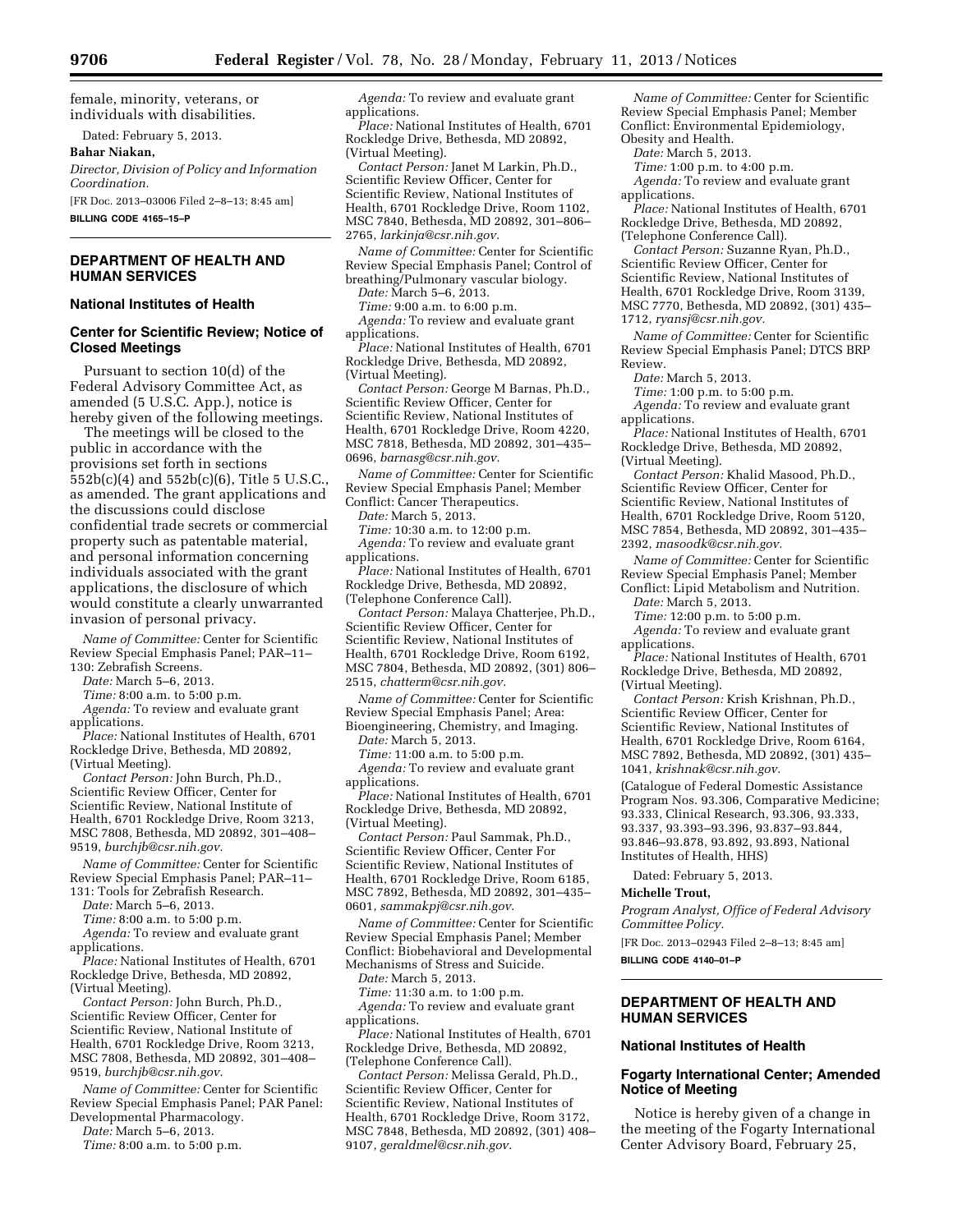female, minority, veterans, or individuals with disabilities.

Dated: February 5, 2013.

**Bahar Niakan,**

*Director, Division of Policy and Information Coordination.*

[FR Doc. 2013–03006 Filed 2–8–13; 8:45 am]

**BILLING CODE 4165–15–P**

## DEPARTMENT OF HEALTH AND HUMAN SERVICES

### National Institutes of Health

### Center for Scientific Review; Notice of Closed Meetings

Pursuant to section 10(d) of the Federal Advisory Committee Act, as amended (5 U.S.C. App.), notice is hereby given of the following meetings.

The meetings will be closed to the public in accordance with the provisions set forth in sections 552b(c)(4) and 552b(c)(6), Title 5 U.S.C., as amended. The grant applications and the discussions could disclose confidential trade secrets or commercial property such as patentable material, and personal information concerning individuals associated with the grant applications, the disclosure of which would constitute a clearly unwarranted invasion of personal privacy.

*Name of Committee:* Center for Scientific Review Special Emphasis Panel; PAR–11–130: Zebrafish Screens.

*Date:* March 5–6, 2013.

*Time:* 8:00 a.m. to 5:00 p.m.

*Agenda:* To review and evaluate grant applications.

*Place:* National Institutes of Health, 6701 Rockledge Drive, Bethesda, MD 20892, (Virtual Meeting).

*Contact Person:* John Burch, Ph.D., Scientific Review Officer, Center for Scientific Review, National Institute of Health, 6701 Rockledge Drive, Room 3213, MSC 7808, Bethesda, MD 20892, 301–408–9519, *burchjb@csr.nih.gov.*

*Name of Committee:* Center for Scientific Review Special Emphasis Panel; PAR–11–131: Tools for Zebrafish Research.

*Date:* March 5–6, 2013.

*Time:* 8:00 a.m. to 5:00 p.m.

*Agenda:* To review and evaluate grant applications.

*Place:* National Institutes of Health, 6701 Rockledge Drive, Bethesda, MD 20892, (Virtual Meeting).

*Contact Person:* John Burch, Ph.D., Scientific Review Officer, Center for Scientific Review, National Institute of Health, 6701 Rockledge Drive, Room 3213, MSC 7808, Bethesda, MD 20892, 301–408–9519, *burchjb@csr.nih.gov.*

*Name of Committee:* Center for Scientific Review Special Emphasis Panel; PAR Panel: Developmental Pharmacology.

*Date:* March 5–6, 2013.

*Time:* 8:00 a.m. to 5:00 p.m.

*Agenda:* To review and evaluate grant applications.

*Place:* National Institutes of Health, 6701 Rockledge Drive, Bethesda, MD 20892, (Virtual Meeting).

*Contact Person:* Janet M Larkin, Ph.D., Scientific Review Officer, Center for Scientific Review, National Institutes of Health, 6701 Rockledge Drive, Room 1102, MSC 7840, Bethesda, MD 20892, 301–806–2765, *larkinja@csr.nih.gov.*

*Name of Committee:* Center for Scientific Review Special Emphasis Panel; Control of breathing/Pulmonary vascular biology.

*Date:* March 5–6, 2013.

*Time:* 9:00 a.m. to 6:00 p.m.

*Agenda:* To review and evaluate grant applications.

*Place:* National Institutes of Health, 6701 Rockledge Drive, Bethesda, MD 20892, (Virtual Meeting).

*Contact Person:* George M Barnas, Ph.D., Scientific Review Officer, Center for Scientific Review, National Institutes of Health, 6701 Rockledge Drive, Room 4220, MSC 7818, Bethesda, MD 20892, 301–435–0696, *barnasg@csr.nih.gov.*

*Name of Committee:* Center for Scientific Review Special Emphasis Panel; Member Conflict: Cancer Therapeutics.

*Date:* March 5, 2013.

*Time:* 10:30 a.m. to 12:00 p.m.

*Agenda:* To review and evaluate grant applications.

*Place:* National Institutes of Health, 6701 Rockledge Drive, Bethesda, MD 20892, (Telephone Conference Call).

*Contact Person:* Malaya Chatterjee, Ph.D., Scientific Review Officer, Center for Scientific Review, National Institutes of Health, 6701 Rockledge Drive, Room 6192, MSC 7804, Bethesda, MD 20892, (301) 806–2515, *chatterm@csr.nih.gov.*

*Name of Committee:* Center for Scientific Review Special Emphasis Panel; Area: Bioengineering, Chemistry, and Imaging.

*Date:* March 5, 2013.

*Time:* 11:00 a.m. to 5:00 p.m.

*Agenda:* To review and evaluate grant applications.

*Place:* National Institutes of Health, 6701 Rockledge Drive, Bethesda, MD 20892, (Virtual Meeting).

*Contact Person:* Paul Sammak, Ph.D., Scientific Review Officer, Center For Scientific Review, National Institutes of Health, 6701 Rockledge Drive, Room 6185, MSC 7892, Bethesda, MD 20892, 301–435–0601, *sammakpj@csr.nih.gov.*

*Name of Committee:* Center for Scientific Review Special Emphasis Panel; Member Conflict: Biobehavioral and Developmental Mechanisms of Stress and Suicide.

*Date:* March 5, 2013.

*Time:* 11:30 a.m. to 1:00 p.m.

*Agenda:* To review and evaluate grant applications.

*Place:* National Institutes of Health, 6701 Rockledge Drive, Bethesda, MD 20892, (Telephone Conference Call).

*Contact Person:* Melissa Gerald, Ph.D., Scientific Review Officer, Center for Scientific Review, National Institutes of Health, 6701 Rockledge Drive, Room 3172, MSC 7848, Bethesda, MD 20892, (301) 408–9107, *geraldmel@csr.nih.gov.*

*Name of Committee:* Center for Scientific Review Special Emphasis Panel; Member Conflict: Environmental Epidemiology, Obesity and Health.

*Date:* March 5, 2013.

*Time:* 1:00 p.m. to 4:00 p.m.

*Agenda:* To review and evaluate grant applications.

*Place:* National Institutes of Health, 6701 Rockledge Drive, Bethesda, MD 20892, (Telephone Conference Call).

*Contact Person:* Suzanne Ryan, Ph.D., Scientific Review Officer, Center for Scientific Review, National Institutes of Health, 6701 Rockledge Drive, Room 3139, MSC 7770, Bethesda, MD 20892, (301) 435–1712, *ryansj@csr.nih.gov.*

*Name of Committee:* Center for Scientific Review Special Emphasis Panel; DTCS BRP Review.

*Date:* March 5, 2013.

*Time:* 1:00 p.m. to 5:00 p.m.

*Agenda:* To review and evaluate grant applications.

*Place:* National Institutes of Health, 6701 Rockledge Drive, Bethesda, MD 20892, (Virtual Meeting).

*Contact Person:* Khalid Masood, Ph.D., Scientific Review Officer, Center for Scientific Review, National Institutes of Health, 6701 Rockledge Drive, Room 5120, MSC 7854, Bethesda, MD 20892, 301–435–2392, *masoodk@csr.nih.gov.*

*Name of Committee:* Center for Scientific Review Special Emphasis Panel; Member Conflict: Lipid Metabolism and Nutrition.

*Date:* March 5, 2013.

*Time:* 12:00 p.m. to 5:00 p.m.

*Agenda:* To review and evaluate grant applications.

*Place:* National Institutes of Health, 6701 Rockledge Drive, Bethesda, MD 20892, (Virtual Meeting).

*Contact Person:* Krish Krishnan, Ph.D., Scientific Review Officer, Center for Scientific Review, National Institutes of Health, 6701 Rockledge Drive, Room 6164, MSC 7892, Bethesda, MD 20892, (301) 435–1041, *krishnak@csr.nih.gov.*

(Catalogue of Federal Domestic Assistance Program Nos. 93.306, Comparative Medicine; 93.333, Clinical Research, 93.306, 93.333, 93.337, 93.393–93.396, 93.837–93.844, 93.846–93.878, 93.892, 93.893, National Institutes of Health, HHS)

Dated: February 5, 2013.

**Michelle Trout,**

*Program Analyst, Office of Federal Advisory Committee Policy.*

[FR Doc. 2013–02943 Filed 2–8–13; 8:45 am]

**BILLING CODE 4140–01–P**

## DEPARTMENT OF HEALTH AND HUMAN SERVICES

### National Institutes of Health

### Fogarty International Center; Amended Notice of Meeting

Notice is hereby given of a change in the meeting of the Fogarty International Center Advisory Board, February 25,